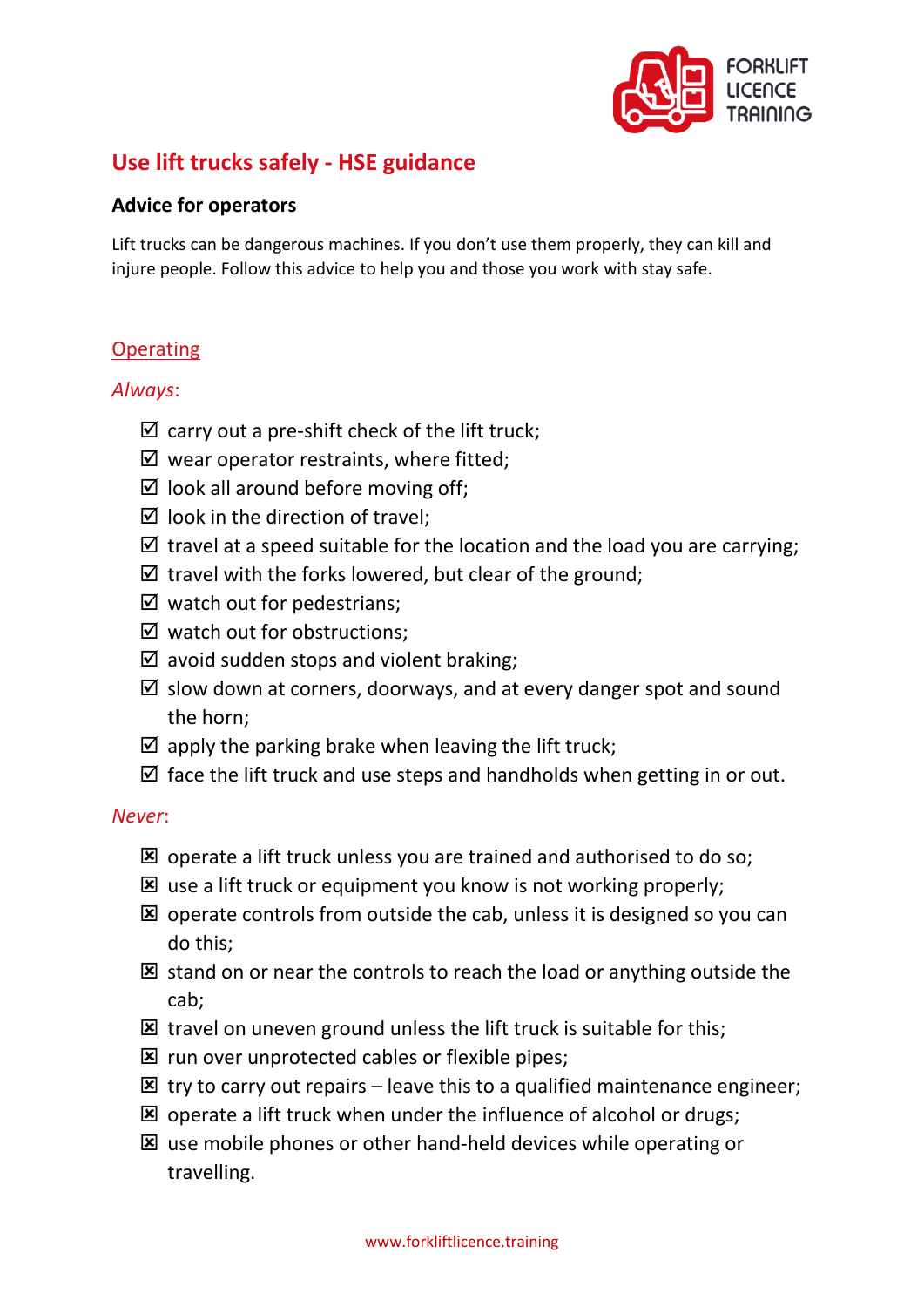# Use lift trucks safely - HSE guidance

## Advice for operators

Lift trucks can be dangerous machines. If you don't use them properly, they can kill and injure people. Follow this advice to help you and those you work with stay safe.

### Operating

*Always*:

- ☑ carry out a pre-shift check of the lift truck;
- ☑ wear operator restraints, where fitted;
- ☑ look all around before moving off;
- ☑ look in the direction of travel;
- ☑ travel at a speed suitable for the location and the load you are carrying;
- ☑ travel with the forks lowered, but clear of the ground;
- ☑ watch out for pedestrians;
- ☑ watch out for obstructions;
- ☑ avoid sudden stops and violent braking;
- ☑ slow down at corners, doorways, and at every danger spot and sound the horn;
- ☑ apply the parking brake when leaving the lift truck;
- ☑ face the lift truck and use steps and handholds when getting in or out.

*Never*:

- ☒ operate a lift truck unless you are trained and authorised to do so;
- ☒ use a lift truck or equipment you know is not working properly;
- ☒ operate controls from outside the cab, unless it is designed so you can do this;
- ☒ stand on or near the controls to reach the load or anything outside the cab;
- ☒ travel on uneven ground unless the lift truck is suitable for this;
- ☒ run over unprotected cables or flexible pipes;
- ☒ try to carry out repairs – leave this to a qualified maintenance engineer;
- ☒ operate a lift truck when under the influence of alcohol or drugs;
- ☒ use mobile phones or other hand-held devices while operating or travelling.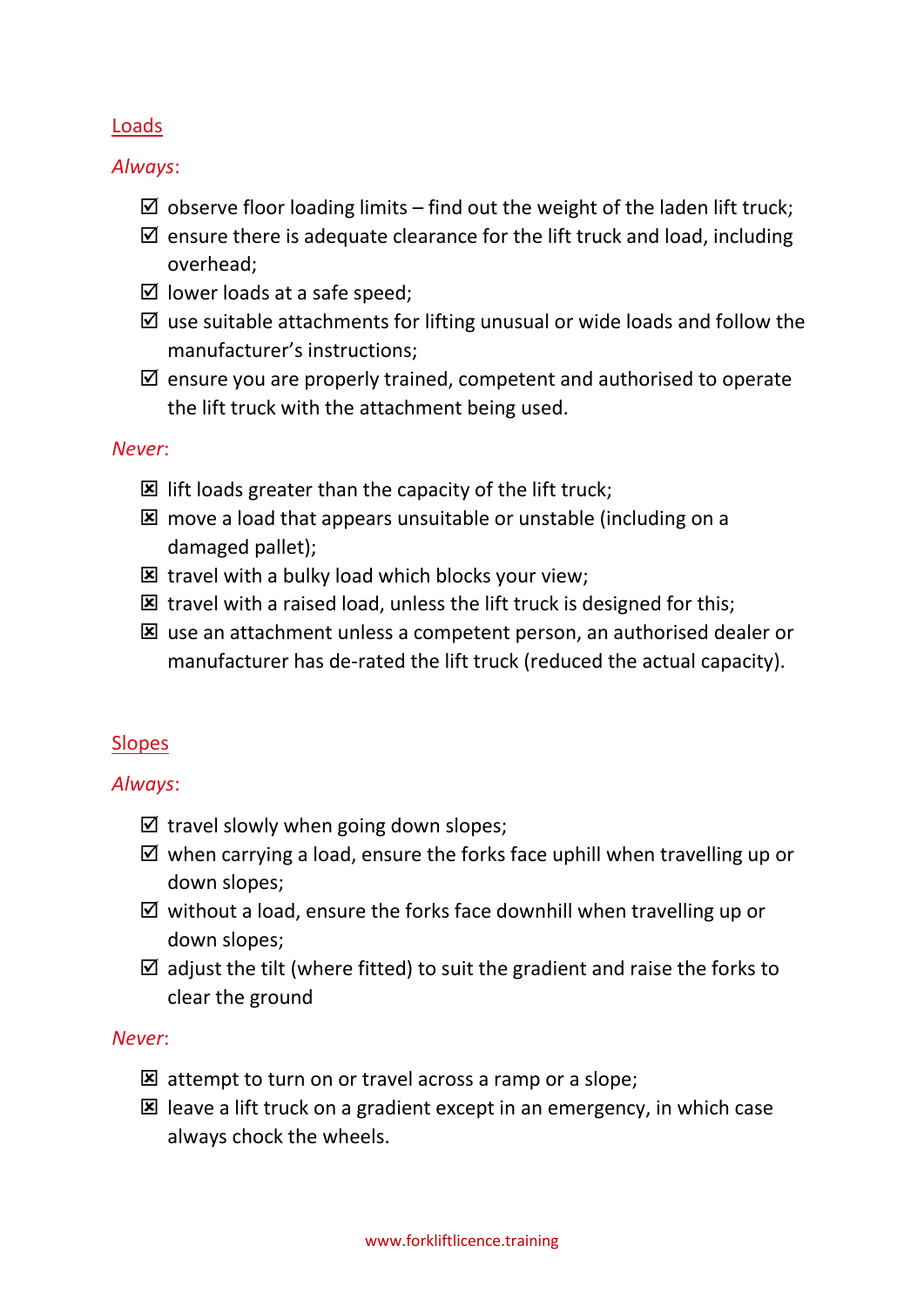## Loads

*Always*:

- ☑ observe floor loading limits – find out the weight of the laden lift truck;
- ☑ ensure there is adequate clearance for the lift truck and load, including overhead;
- ☑ lower loads at a safe speed;
- ☑ use suitable attachments for lifting unusual or wide loads and follow the manufacturer's instructions;
- ☑ ensure you are properly trained, competent and authorised to operate the lift truck with the attachment being used.

*Never*:

- ☒ lift loads greater than the capacity of the lift truck;
- ☒ move a load that appears unsuitable or unstable (including on a damaged pallet);
- ☒ travel with a bulky load which blocks your view;
- ☒ travel with a raised load, unless the lift truck is designed for this;
- ☒ use an attachment unless a competent person, an authorised dealer or manufacturer has de-rated the lift truck (reduced the actual capacity).

## Slopes

*Always*:

- ☑ travel slowly when going down slopes;
- ☑ when carrying a load, ensure the forks face uphill when travelling up or down slopes;
- ☑ without a load, ensure the forks face downhill when travelling up or down slopes;
- ☑ adjust the tilt (where fitted) to suit the gradient and raise the forks to clear the ground

*Never*:

- ☒ attempt to turn on or travel across a ramp or a slope;
- ☒ leave a lift truck on a gradient except in an emergency, in which case always chock the wheels.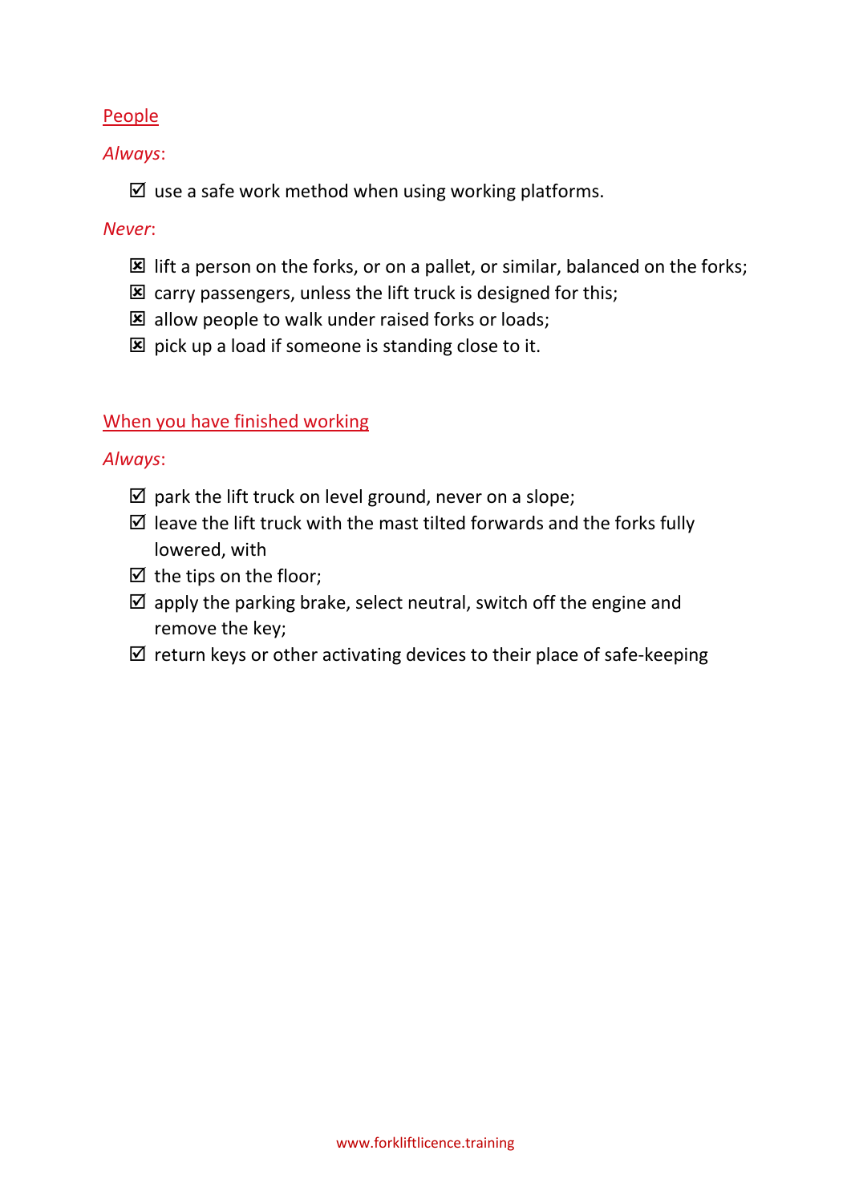## People

*Always*:

- ☑ use a safe work method when using working platforms.

*Never*:

- ☒ lift a person on the forks, or on a pallet, or similar, balanced on the forks;
- ☒ carry passengers, unless the lift truck is designed for this;
- ☒ allow people to walk under raised forks or loads;
- ☒ pick up a load if someone is standing close to it.

## When you have finished working

*Always*:

- ☑ park the lift truck on level ground, never on a slope;
- ☑ leave the lift truck with the mast tilted forwards and the forks fully lowered, with
- ☑ the tips on the floor;
- ☑ apply the parking brake, select neutral, switch off the engine and remove the key;
- ☑ return keys or other activating devices to their place of safe-keeping